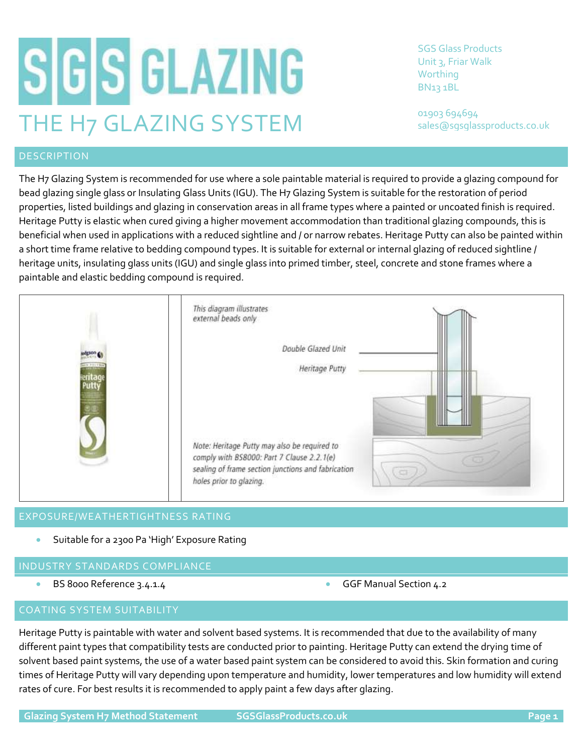# SGS GLAZING

## THE H7 GLAZING SYSTEM

SGS Glass Products
Unit 3, Friar Walk
Worthing
BN13 1BL

01903 694694
sales@sgsglassproducts.co.uk

## DESCRIPTION

The H7 Glazing System is recommended for use where a sole paintable material is required to provide a glazing compound for bead glazing single glass or Insulating Glass Units (IGU). The H7 Glazing System is suitable for the restoration of period properties, listed buildings and glazing in conservation areas in all frame types where a painted or uncoated finish is required. Heritage Putty is elastic when cured giving a higher movement accommodation than traditional glazing compounds, this is beneficial when used in applications with a reduced sightline and / or narrow rebates. Heritage Putty can also be painted within a short time frame relative to bedding compound types. It is suitable for external or internal glazing of reduced sightline / heritage units, insulating glass units (IGU) and single glass into primed timber, steel, concrete and stone frames where a paintable and elastic bedding compound is required.

*This diagram illustrates external beads only*

Double Glazed Unit

Heritage Putty

*Note: Heritage Putty may also be required to comply with BS8000: Part 7 Clause 2.2.1(e) sealing of frame section junctions and fabrication holes prior to glazing.*

## EXPOSURE/WEATHERTIGHTNESS RATING

- Suitable for a 2300 Pa 'High' Exposure Rating

## INDUSTRY STANDARDS COMPLIANCE

- BS 8000 Reference 3.4.1.4
- GGF Manual Section 4.2

## COATING SYSTEM SUITABILITY

Heritage Putty is paintable with water and solvent based systems. It is recommended that due to the availability of many different paint types that compatibility tests are conducted prior to painting. Heritage Putty can extend the drying time of solvent based paint systems, the use of a water based paint system can be considered to avoid this. Skin formation and curing times of Heritage Putty will vary depending upon temperature and humidity, lower temperatures and low humidity will extend rates of cure. For best results it is recommended to apply paint a few days after glazing.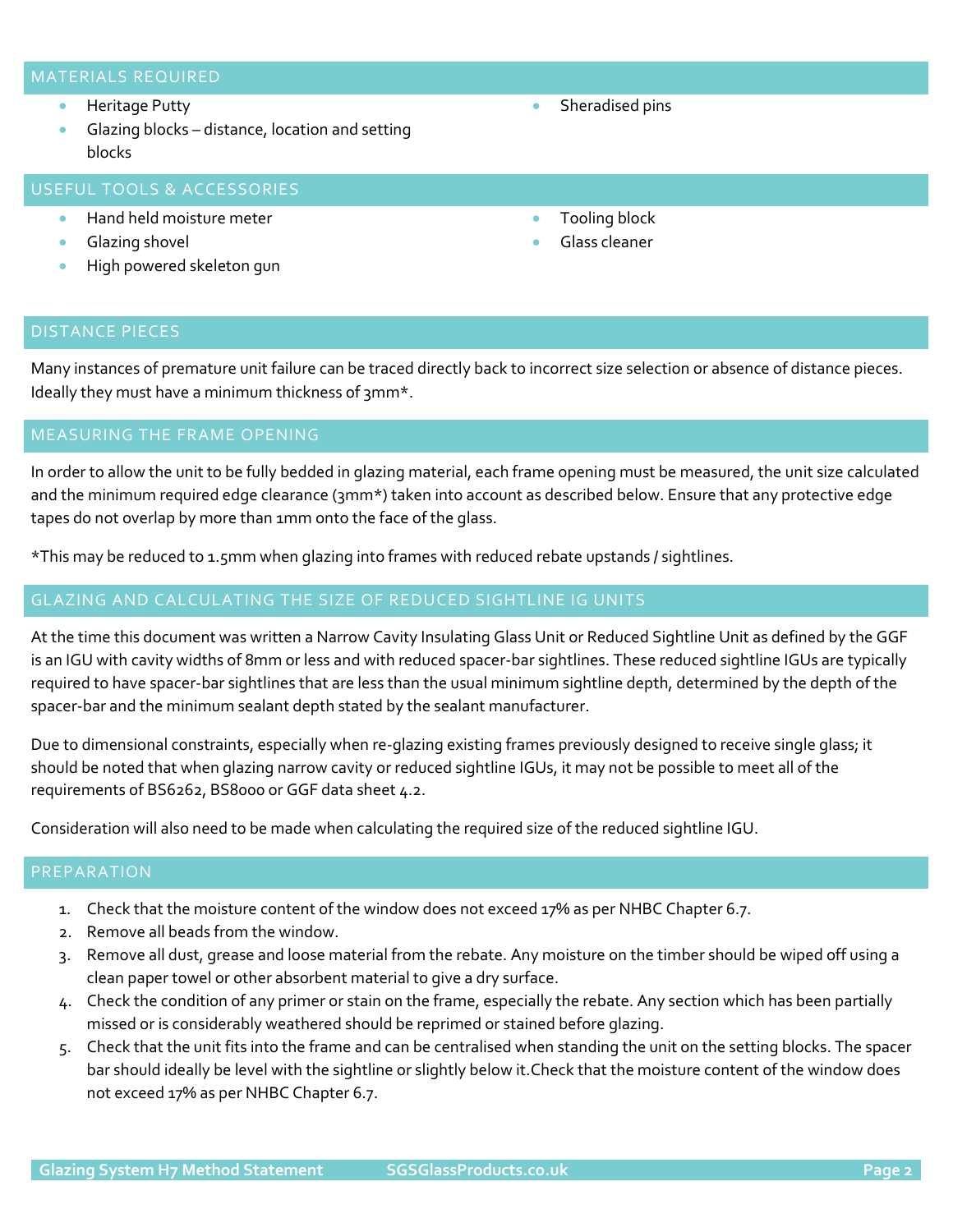## MATERIALS REQUIRED

- Heritage Putty
- Glazing blocks – distance, location and setting blocks
- Sheradised pins

## USEFUL TOOLS & ACCESSORIES

- Hand held moisture meter
- Glazing shovel
- High powered skeleton gun
- Tooling block
- Glass cleaner

## DISTANCE PIECES

Many instances of premature unit failure can be traced directly back to incorrect size selection or absence of distance pieces. Ideally they must have a minimum thickness of 3mm*.

## MEASURING THE FRAME OPENING

In order to allow the unit to be fully bedded in glazing material, each frame opening must be measured, the unit size calculated and the minimum required edge clearance (3mm*) taken into account as described below. Ensure that any protective edge tapes do not overlap by more than 1mm onto the face of the glass.

*This may be reduced to 1.5mm when glazing into frames with reduced rebate upstands / sightlines.

## GLAZING AND CALCULATING THE SIZE OF REDUCED SIGHTLINE IG UNITS

At the time this document was written a Narrow Cavity Insulating Glass Unit or Reduced Sightline Unit as defined by the GGF is an IGU with cavity widths of 8mm or less and with reduced spacer-bar sightlines. These reduced sightline IGUs are typically required to have spacer-bar sightlines that are less than the usual minimum sightline depth, determined by the depth of the spacer-bar and the minimum sealant depth stated by the sealant manufacturer.

Due to dimensional constraints, especially when re-glazing existing frames previously designed to receive single glass; it should be noted that when glazing narrow cavity or reduced sightline IGUs, it may not be possible to meet all of the requirements of BS6262, BS8000 or GGF data sheet 4.2.

Consideration will also need to be made when calculating the required size of the reduced sightline IGU.

## PREPARATION

1. Check that the moisture content of the window does not exceed 17% as per NHBC Chapter 6.7.
2. Remove all beads from the window.
3. Remove all dust, grease and loose material from the rebate. Any moisture on the timber should be wiped off using a clean paper towel or other absorbent material to give a dry surface.
4. Check the condition of any primer or stain on the frame, especially the rebate. Any section which has been partially missed or is considerably weathered should be reprimed or stained before glazing.
5. Check that the unit fits into the frame and can be centralised when standing the unit on the setting blocks. The spacer bar should ideally be level with the sightline or slightly below it.Check that the moisture content of the window does not exceed 17% as per NHBC Chapter 6.7.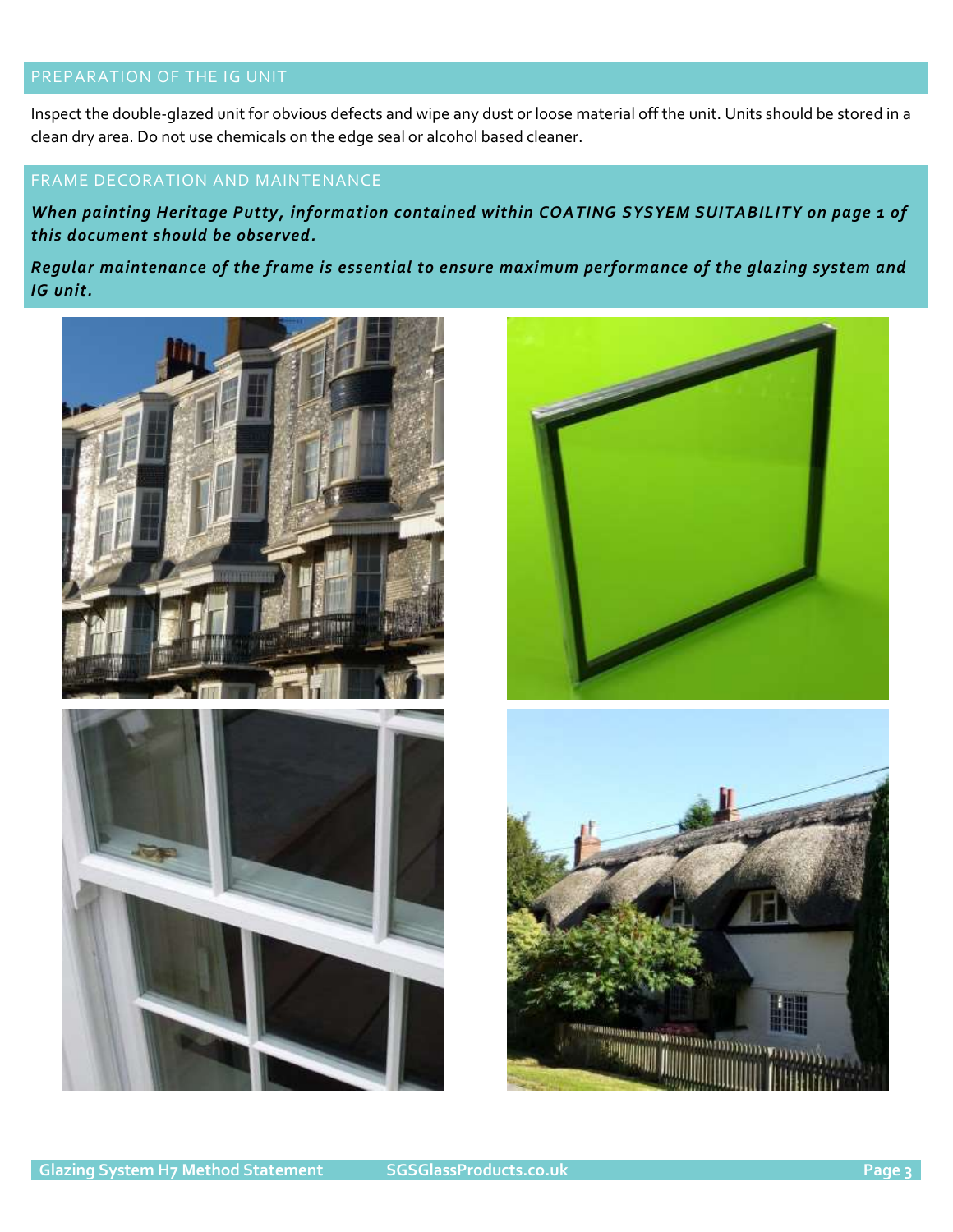## PREPARATION OF THE IG UNIT

Inspect the double-glazed unit for obvious defects and wipe any dust or loose material off the unit. Units should be stored in a clean dry area. Do not use chemicals on the edge seal or alcohol based cleaner.

## FRAME DECORATION AND MAINTENANCE

***When painting Heritage Putty, information contained within COATING SYSYEM SUITABILITY on page 1 of this document should be observed.***

***Regular maintenance of the frame is essential to ensure maximum performance of the glazing system and IG unit.***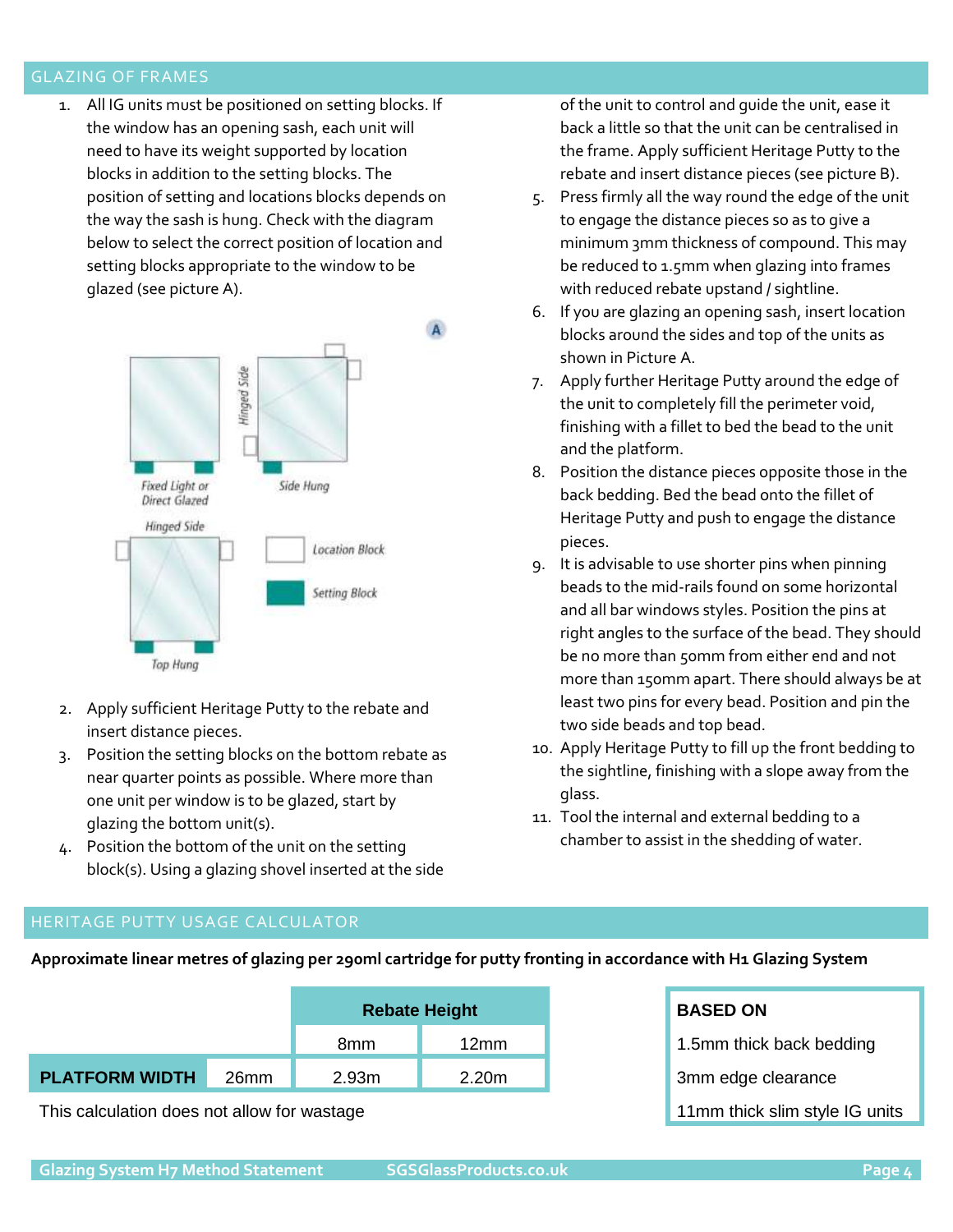## GLAZING OF FRAMES

1. All IG units must be positioned on setting blocks. If the window has an opening sash, each unit will need to have its weight supported by location blocks in addition to the setting blocks. The position of setting and locations blocks depends on the way the sash is hung. Check with the diagram below to select the correct position of location and setting blocks appropriate to the window to be glazed (see picture A).

A

Fixed Light or Direct Glazed

Hinged Side

Side Hung

Hinged Side

Top Hung

Location Block

Setting Block

2. Apply sufficient Heritage Putty to the rebate and insert distance pieces.
3. Position the setting blocks on the bottom rebate as near quarter points as possible. Where more than one unit per window is to be glazed, start by glazing the bottom unit(s).
4. Position the bottom of the unit on the setting block(s). Using a glazing shovel inserted at the side of the unit to control and guide the unit, ease it back a little so that the unit can be centralised in the frame. Apply sufficient Heritage Putty to the rebate and insert distance pieces (see picture B).
5. Press firmly all the way round the edge of the unit to engage the distance pieces so as to give a minimum 3mm thickness of compound. This may be reduced to 1.5mm when glazing into frames with reduced rebate upstand / sightline.
6. If you are glazing an opening sash, insert location blocks around the sides and top of the units as shown in Picture A.
7. Apply further Heritage Putty around the edge of the unit to completely fill the perimeter void, finishing with a fillet to bed the bead to the unit and the platform.
8. Position the distance pieces opposite those in the back bedding. Bed the bead onto the fillet of Heritage Putty and push to engage the distance pieces.
9. It is advisable to use shorter pins when pinning beads to the mid-rails found on some horizontal and all bar windows styles. Position the pins at right angles to the surface of the bead. They should be no more than 50mm from either end and not more than 150mm apart. There should always be at least two pins for every bead. Position and pin the two side beads and top bead.
10. Apply Heritage Putty to fill up the front bedding to the sightline, finishing with a slope away from the glass.
11. Tool the internal and external bedding to a chamber to assist in the shedding of water.

## HERITAGE PUTTY USAGE CALCULATOR

**Approximate linear metres of glazing per 290ml cartridge for putty fronting in accordance with H1 Glazing System**

| | | Rebate Height | |
|---|---|---|---|
| | | 8mm | 12mm |
| **PLATFORM WIDTH** | 26mm | 2.93m | 2.20m |

This calculation does not allow for wastage

| **BASED ON** |
|---|
| 1.5mm thick back bedding |
| 3mm edge clearance |
| 11mm thick slim style IG units |